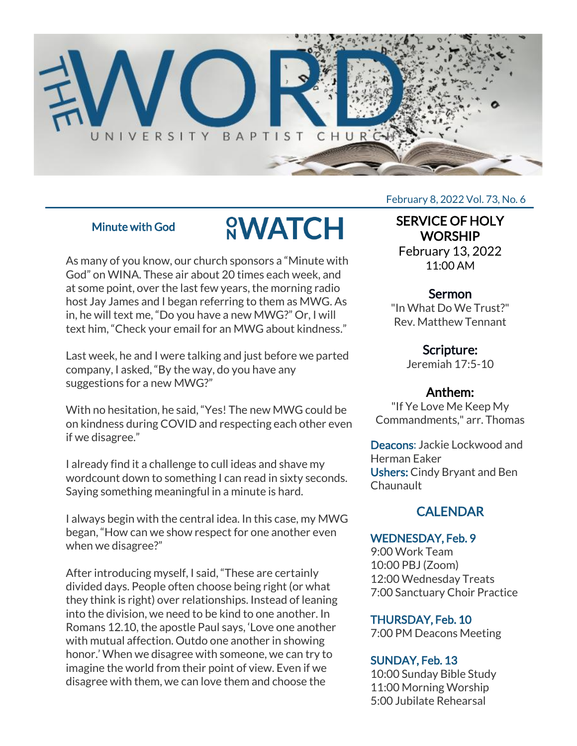# THE WORD

UNIVERSITY BAPTIST CHURCH

February 8, 2022 Vol. 73, No. 6

## ON WATCH

### Minute with God

As many of you know, our church sponsors a "Minute with God" on WINA. These air about 20 times each week, and at some point, over the last few years, the morning radio host Jay James and I began referring to them as MWG. As in, he will text me, "Do you have a new MWG?" Or, I will text him, "Check your email for an MWG about kindness."

Last week, he and I were talking and just before we parted company, I asked, "By the way, do you have any suggestions for a new MWG?"

With no hesitation, he said, "Yes! The new MWG could be on kindness during COVID and respecting each other even if we disagree."

I already find it a challenge to cull ideas and shave my wordcount down to something I can read in sixty seconds. Saying something meaningful in a minute is hard.

I always begin with the central idea. In this case, my MWG began, "How can we show respect for one another even when we disagree?"

After introducing myself, I said, "These are certainly divided days. People often choose being right (or what they think is right) over relationships. Instead of leaning into the division, we need to be kind to one another. In Romans 12.10, the apostle Paul says, 'Love one another with mutual affection. Outdo one another in showing honor.' When we disagree with someone, we can try to imagine the world from their point of view. Even if we disagree with them, we can love them and choose the

## SERVICE OF HOLY WORSHIP

February 13, 2022
11:00 AM

### Sermon

"In What Do We Trust?"
Rev. Matthew Tennant

### Scripture:

Jeremiah 17:5-10

### Anthem:

"If Ye Love Me Keep My Commandments," arr. Thomas

**Deacons**: Jackie Lockwood and Herman Eaker
**Ushers:** Cindy Bryant and Ben Chaunault

## CALENDAR

### WEDNESDAY, Feb. 9

9:00 Work Team
10:00 PBJ (Zoom)
12:00 Wednesday Treats
7:00 Sanctuary Choir Practice

### THURSDAY, Feb. 10

7:00 PM Deacons Meeting

### SUNDAY, Feb. 13

10:00 Sunday Bible Study
11:00 Morning Worship
5:00 Jubilate Rehearsal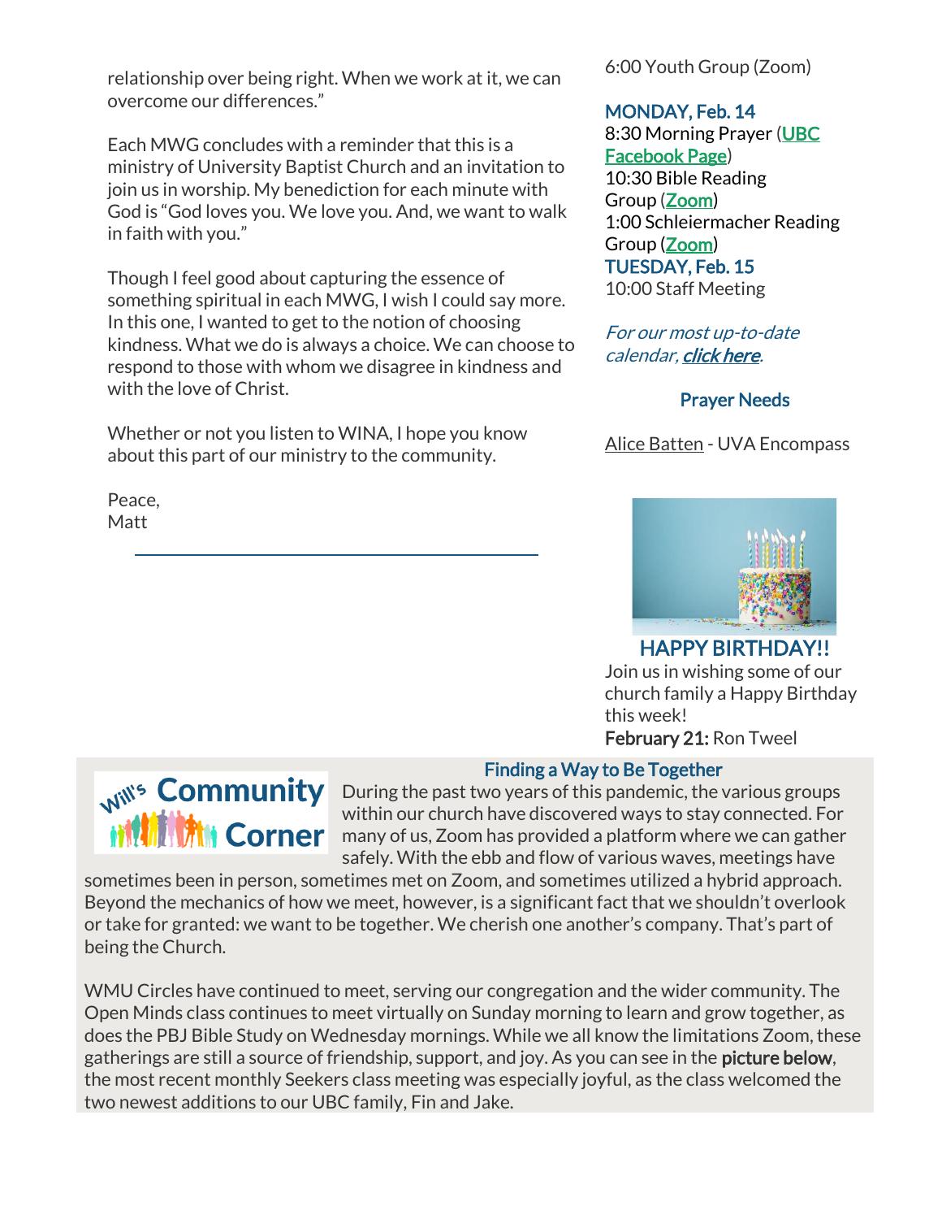relationship over being right. When we work at it, we can overcome our differences."

Each MWG concludes with a reminder that this is a ministry of University Baptist Church and an invitation to join us in worship. My benediction for each minute with God is "God loves you. We love you. And, we want to walk in faith with you."

Though I feel good about capturing the essence of something spiritual in each MWG, I wish I could say more. In this one, I wanted to get to the notion of choosing kindness. What we do is always a choice. We can choose to respond to those with whom we disagree in kindness and with the love of Christ.

Whether or not you listen to WINA, I hope you know about this part of our ministry to the community.

Peace,
Matt

---

6:00 Youth Group (Zoom)

**MONDAY, Feb. 14**
8:30 Morning Prayer (UBC Facebook Page)
10:30 Bible Reading Group (Zoom)
1:00 Schleiermacher Reading Group (Zoom)

**TUESDAY, Feb. 15**
10:00 Staff Meeting

*For our most up-to-date calendar, **click here**.*

### Prayer Needs

Alice Batten - UVA Encompass

### HAPPY BIRTHDAY!!

Join us in wishing some of our church family a Happy Birthday this week!

**February 21:** Ron Tweel

## Will's Community Corner

### Finding a Way to Be Together

During the past two years of this pandemic, the various groups within our church have discovered ways to stay connected. For many of us, Zoom has provided a platform where we can gather safely. With the ebb and flow of various waves, meetings have sometimes been in person, sometimes met on Zoom, and sometimes utilized a hybrid approach. Beyond the mechanics of how we meet, however, is a significant fact that we shouldn't overlook or take for granted: we want to be together. We cherish one another's company. That's part of being the Church.

WMU Circles have continued to meet, serving our congregation and the wider community. The Open Minds class continues to meet virtually on Sunday morning to learn and grow together, as does the PBJ Bible Study on Wednesday mornings. While we all know the limitations Zoom, these gatherings are still a source of friendship, support, and joy. As you can see in the **picture below**, the most recent monthly Seekers class meeting was especially joyful, as the class welcomed the two newest additions to our UBC family, Fin and Jake.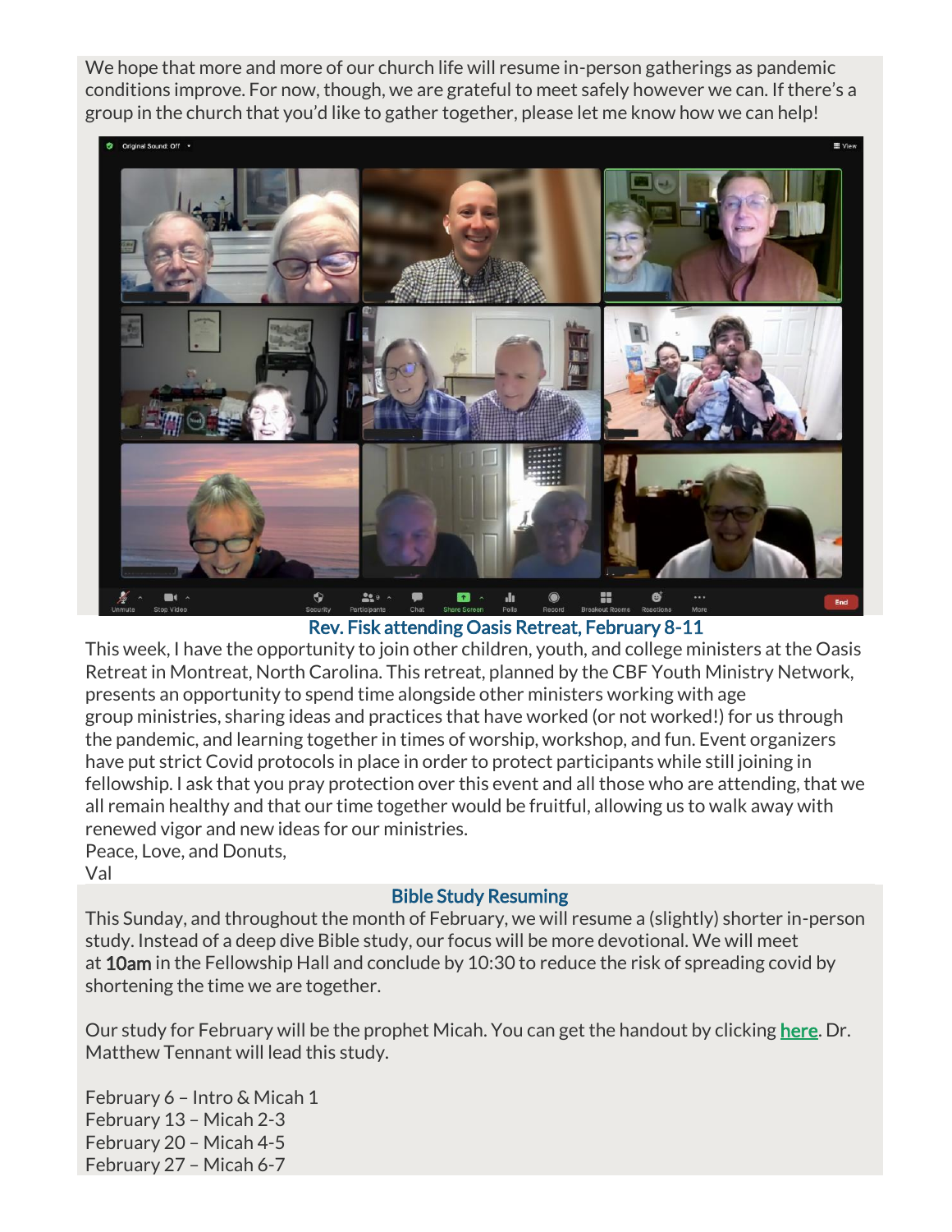We hope that more and more of our church life will resume in-person gatherings as pandemic conditions improve. For now, though, we are grateful to meet safely however we can. If there's a group in the church that you'd like to gather together, please let me know how we can help!

## Rev. Fisk attending Oasis Retreat, February 8-11

This week, I have the opportunity to join other children, youth, and college ministers at the Oasis Retreat in Montreat, North Carolina. This retreat, planned by the CBF Youth Ministry Network, presents an opportunity to spend time alongside other ministers working with age group ministries, sharing ideas and practices that have worked (or not worked!) for us through the pandemic, and learning together in times of worship, workshop, and fun. Event organizers have put strict Covid protocols in place in order to protect participants while still joining in fellowship. I ask that you pray protection over this event and all those who are attending, that we all remain healthy and that our time together would be fruitful, allowing us to walk away with renewed vigor and new ideas for our ministries.

Peace, Love, and Donuts,
Val

## Bible Study Resuming

This Sunday, and throughout the month of February, we will resume a (slightly) shorter in-person study. Instead of a deep dive Bible study, our focus will be more devotional. We will meet at **10am** in the Fellowship Hall and conclude by 10:30 to reduce the risk of spreading covid by shortening the time we are together.

Our study for February will be the prophet Micah. You can get the handout by clicking **here**. Dr. Matthew Tennant will lead this study.

February 6 – Intro & Micah 1
February 13 – Micah 2-3
February 20 – Micah 4-5
February 27 – Micah 6-7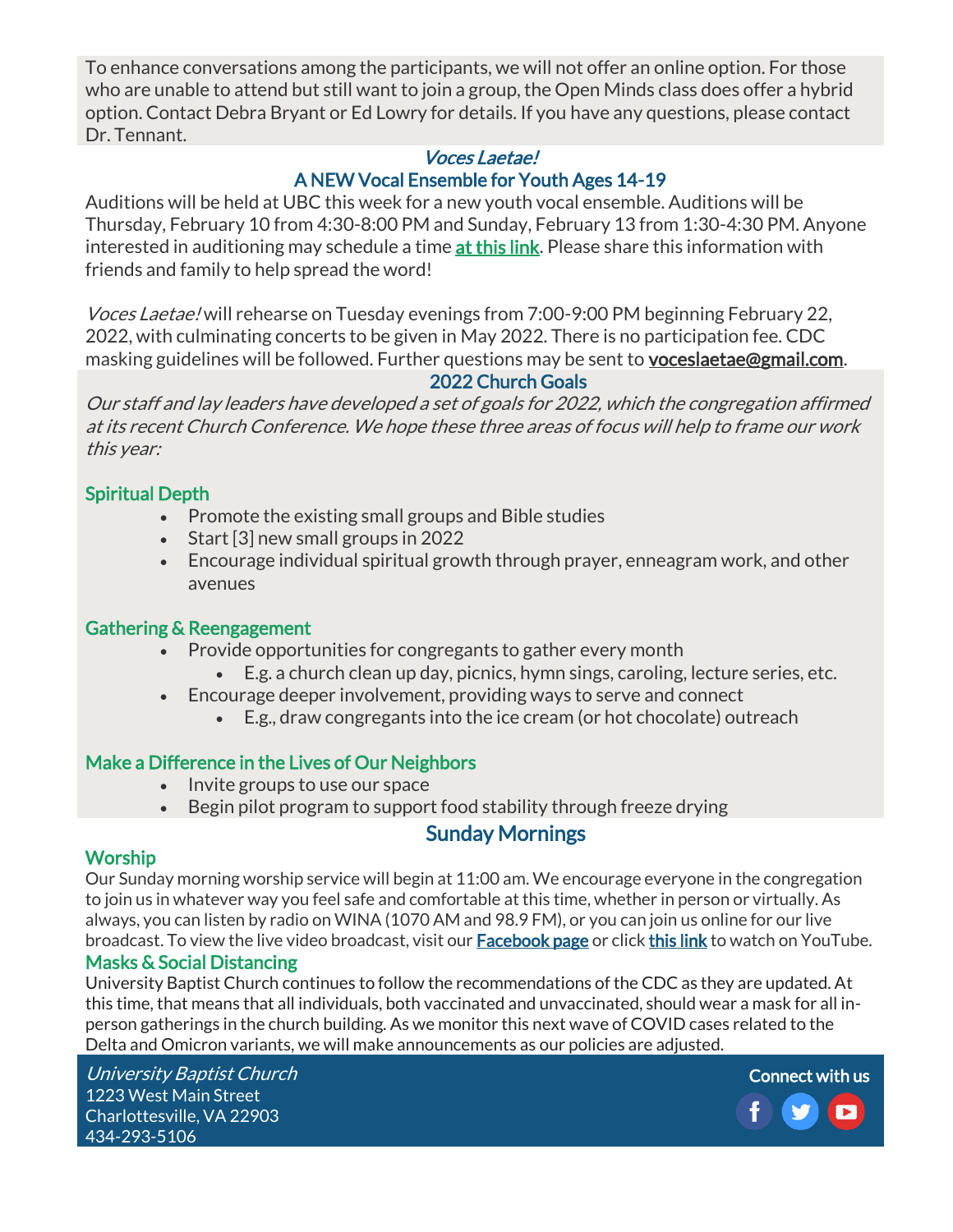To enhance conversations among the participants, we will not offer an online option. For those who are unable to attend but still want to join a group, the Open Minds class does offer a hybrid option. Contact Debra Bryant or Ed Lowry for details. If you have any questions, please contact Dr. Tennant.

## *Voces Laetae!*
## A NEW Vocal Ensemble for Youth Ages 14-19

Auditions will be held at UBC this week for a new youth vocal ensemble. Auditions will be Thursday, February 10 from 4:30-8:00 PM and Sunday, February 13 from 1:30-4:30 PM. Anyone interested in auditioning may schedule a time **at this link**. Please share this information with friends and family to help spread the word!

*Voces Laetae!* will rehearse on Tuesday evenings from 7:00-9:00 PM beginning February 22, 2022, with culminating concerts to be given in May 2022. There is no participation fee. CDC masking guidelines will be followed. Further questions may be sent to **voceslaetae@gmail.com**.

## 2022 Church Goals

*Our staff and lay leaders have developed a set of goals for 2022, which the congregation affirmed at its recent Church Conference. We hope these three areas of focus will help to frame our work this year:*

### Spiritual Depth

- Promote the existing small groups and Bible studies
- Start [3] new small groups in 2022
- Encourage individual spiritual growth through prayer, enneagram work, and other avenues

### Gathering & Reengagement

- Provide opportunities for congregants to gather every month
  - E.g. a church clean up day, picnics, hymn sings, caroling, lecture series, etc.
- Encourage deeper involvement, providing ways to serve and connect
  - E.g., draw congregants into the ice cream (or hot chocolate) outreach

### Make a Difference in the Lives of Our Neighbors

- Invite groups to use our space
- Begin pilot program to support food stability through freeze drying

## Sunday Mornings

### Worship

Our Sunday morning worship service will begin at 11:00 am. We encourage everyone in the congregation to join us in whatever way you feel safe and comfortable at this time, whether in person or virtually. As always, you can listen by radio on WINA (1070 AM and 98.9 FM), or you can join us online for our live broadcast. To view the live video broadcast, visit our **Facebook page** or click **this link** to watch on YouTube.

### Masks & Social Distancing

University Baptist Church continues to follow the recommendations of the CDC as they are updated. At this time, that means that all individuals, both vaccinated and unvaccinated, should wear a mask for all in-person gatherings in the church building. As we monitor this next wave of COVID cases related to the Delta and Omicron variants, we will make announcements as our policies are adjusted.

*University Baptist Church*
1223 West Main Street
Charlottesville, VA 22903
434-293-5106

Connect with us